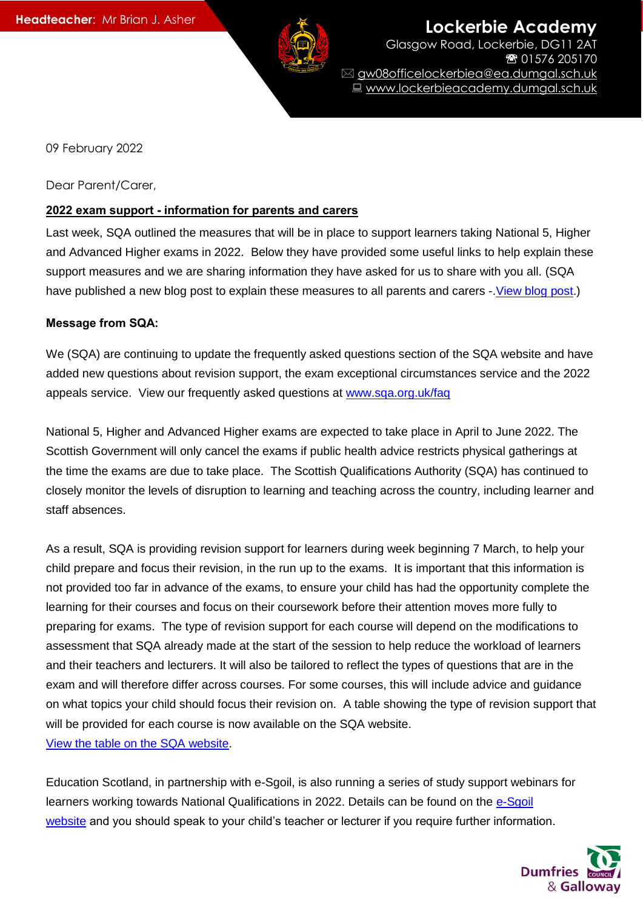**Headteacher:** Mr Brian J. Asher

**Lockerbie Academy**
Glasgow Road, Lockerbie, DG11 2AT
☎ 01576 205170
✉ gw08officelockerbiea@ea.dumgal.sch.uk
💻 www.lockerbieacademy.dumgal.sch.uk

09 February 2022

Dear Parent/Carer,

**2022 exam support - information for parents and carers**

Last week, SQA outlined the measures that will be in place to support learners taking National 5, Higher and Advanced Higher exams in 2022. Below they have provided some useful links to help explain these support measures and we are sharing information they have asked for us to share with you all. (SQA have published a new blog post to explain these measures to all parents and carers -.View blog post.)

**Message from SQA:**

We (SQA) are continuing to update the frequently asked questions section of the SQA website and have added new questions about revision support, the exam exceptional circumstances service and the 2022 appeals service. View our frequently asked questions at www.sqa.org.uk/faq

National 5, Higher and Advanced Higher exams are expected to take place in April to June 2022. The Scottish Government will only cancel the exams if public health advice restricts physical gatherings at the time the exams are due to take place. The Scottish Qualifications Authority (SQA) has continued to closely monitor the levels of disruption to learning and teaching across the country, including learner and staff absences.

As a result, SQA is providing revision support for learners during week beginning 7 March, to help your child prepare and focus their revision, in the run up to the exams. It is important that this information is not provided too far in advance of the exams, to ensure your child has had the opportunity complete the learning for their courses and focus on their coursework before their attention moves more fully to preparing for exams. The type of revision support for each course will depend on the modifications to assessment that SQA already made at the start of the session to help reduce the workload of learners and their teachers and lecturers. It will also be tailored to reflect the types of questions that are in the exam and will therefore differ across courses. For some courses, this will include advice and guidance on what topics your child should focus their revision on. A table showing the type of revision support that will be provided for each course is now available on the SQA website.
View the table on the SQA website.

Education Scotland, in partnership with e-Sgoil, is also running a series of study support webinars for learners working towards National Qualifications in 2022. Details can be found on the e-Sgoil website and you should speak to your child's teacher or lecturer if you require further information.

Dumfries & Galloway Council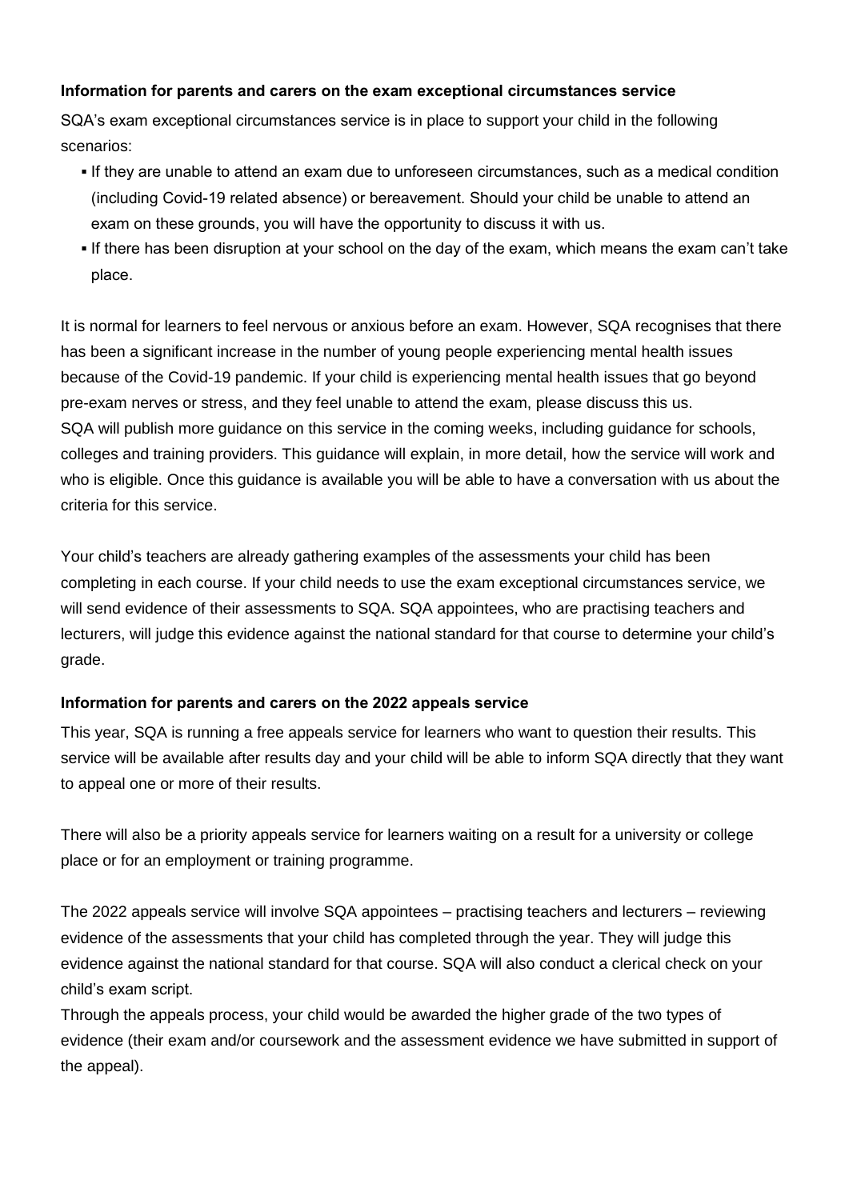**Information for parents and carers on the exam exceptional circumstances service**

SQA's exam exceptional circumstances service is in place to support your child in the following scenarios:

- If they are unable to attend an exam due to unforeseen circumstances, such as a medical condition (including Covid-19 related absence) or bereavement. Should your child be unable to attend an exam on these grounds, you will have the opportunity to discuss it with us.
- If there has been disruption at your school on the day of the exam, which means the exam can't take place.

It is normal for learners to feel nervous or anxious before an exam. However, SQA recognises that there has been a significant increase in the number of young people experiencing mental health issues because of the Covid-19 pandemic. If your child is experiencing mental health issues that go beyond pre-exam nerves or stress, and they feel unable to attend the exam, please discuss this us.
SQA will publish more guidance on this service in the coming weeks, including guidance for schools, colleges and training providers. This guidance will explain, in more detail, how the service will work and who is eligible. Once this guidance is available you will be able to have a conversation with us about the criteria for this service.

Your child's teachers are already gathering examples of the assessments your child has been completing in each course. If your child needs to use the exam exceptional circumstances service, we will send evidence of their assessments to SQA. SQA appointees, who are practising teachers and lecturers, will judge this evidence against the national standard for that course to determine your child's grade.

**Information for parents and carers on the 2022 appeals service**

This year, SQA is running a free appeals service for learners who want to question their results. This service will be available after results day and your child will be able to inform SQA directly that they want to appeal one or more of their results.

There will also be a priority appeals service for learners waiting on a result for a university or college place or for an employment or training programme.

The 2022 appeals service will involve SQA appointees – practising teachers and lecturers – reviewing evidence of the assessments that your child has completed through the year. They will judge this evidence against the national standard for that course. SQA will also conduct a clerical check on your child's exam script.
Through the appeals process, your child would be awarded the higher grade of the two types of evidence (their exam and/or coursework and the assessment evidence we have submitted in support of the appeal).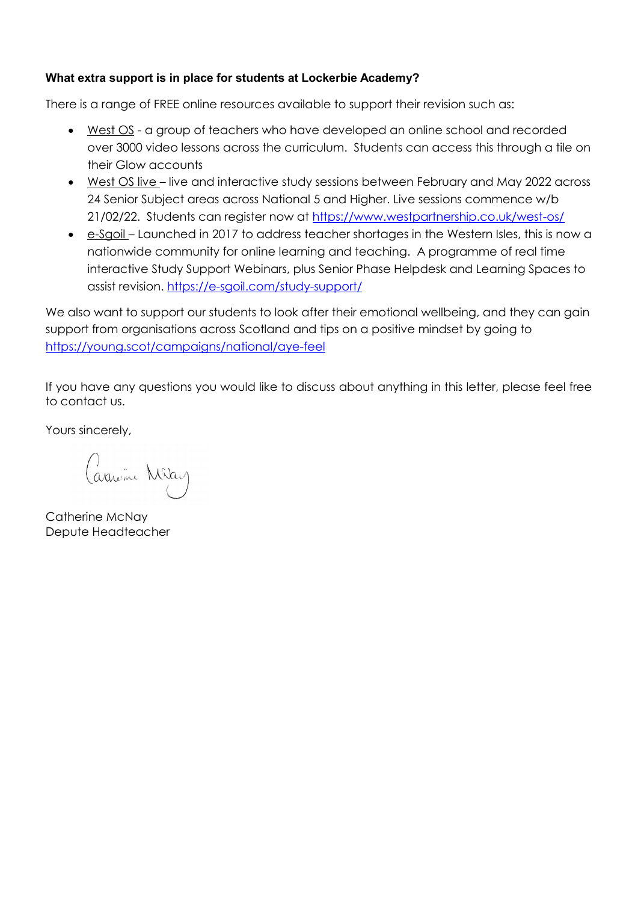**What extra support is in place for students at Lockerbie Academy?**

There is a range of FREE online resources available to support their revision such as:

- West OS - a group of teachers who have developed an online school and recorded over 3000 video lessons across the curriculum. Students can access this through a tile on their Glow accounts
- West OS live – live and interactive study sessions between February and May 2022 across 24 Senior Subject areas across National 5 and Higher. Live sessions commence w/b 21/02/22. Students can register now at https://www.westpartnership.co.uk/west-os/
- e-Sgoil – Launched in 2017 to address teacher shortages in the Western Isles, this is now a nationwide community for online learning and teaching. A programme of real time interactive Study Support Webinars, plus Senior Phase Helpdesk and Learning Spaces to assist revision. https://e-sgoil.com/study-support/

We also want to support our students to look after their emotional wellbeing, and they can gain support from organisations across Scotland and tips on a positive mindset by going to https://young.scot/campaigns/national/aye-feel

If you have any questions you would like to discuss about anything in this letter, please feel free to contact us.

Yours sincerely,

Catherine McNay
Depute Headteacher